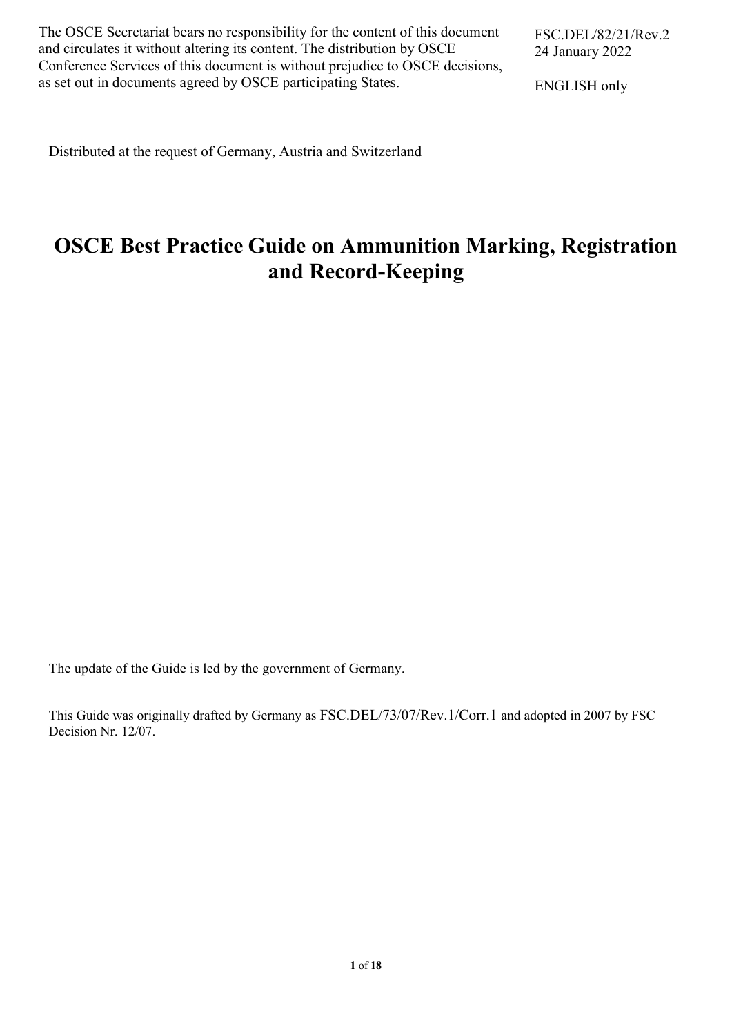The OSCE Secretariat bears no responsibility for the content of this document and circulates it without altering its content. The distribution by OSCE Conference Services of this document is without prejudice to OSCE decisions, as set out in documents agreed by OSCE participating States.

FSC.DEL/82/21/Rev.2
24 January 2022

ENGLISH only

Distributed at the request of Germany, Austria and Switzerland

# OSCE Best Practice Guide on Ammunition Marking, Registration and Record-Keeping

The update of the Guide is led by the government of Germany.

This Guide was originally drafted by Germany as FSC.DEL/73/07/Rev.1/Corr.1 and adopted in 2007 by FSC Decision Nr. 12/07.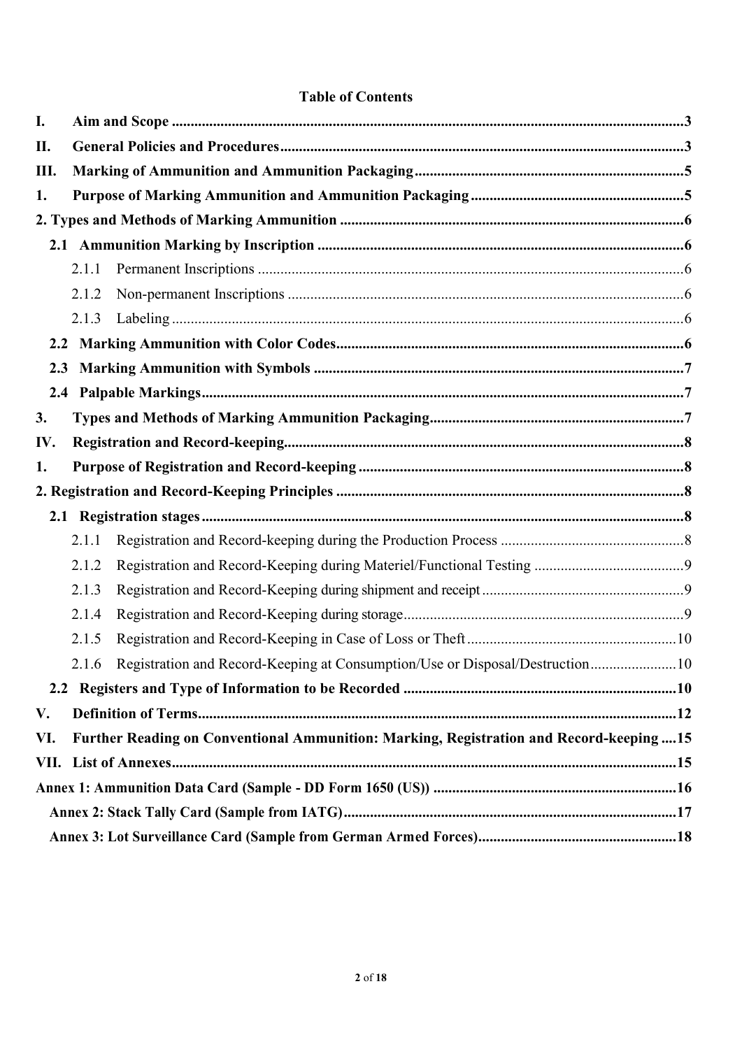**Table of Contents**

**I. Aim and Scope** .......... 3

**II. General Policies and Procedures** .......... 3

**III. Marking of Ammunition and Ammunition Packaging** .......... 5

**1. Purpose of Marking Ammunition and Ammunition Packaging** .......... 5

**2. Types and Methods of Marking Ammunition** .......... 6

- **2.1 Ammunition Marking by Inscription** .......... 6
  - 2.1.1 Permanent Inscriptions .......... 6
  - 2.1.2 Non-permanent Inscriptions .......... 6
  - 2.1.3 Labeling .......... 6
- **2.2 Marking Ammunition with Color Codes** .......... 6
- **2.3 Marking Ammunition with Symbols** .......... 7
- **2.4 Palpable Markings** .......... 7

**3. Types and Methods of Marking Ammunition Packaging** .......... 7

**IV. Registration and Record-keeping** .......... 8

**1. Purpose of Registration and Record-keeping** .......... 8

**2. Registration and Record-Keeping Principles** .......... 8

- **2.1 Registration stages** .......... 8
  - 2.1.1 Registration and Record-keeping during the Production Process .......... 8
  - 2.1.2 Registration and Record-Keeping during Materiel/Functional Testing .......... 9
  - 2.1.3 Registration and Record-Keeping during shipment and receipt .......... 9
  - 2.1.4 Registration and Record-Keeping during storage .......... 9
  - 2.1.5 Registration and Record-Keeping in Case of Loss or Theft .......... 10
  - 2.1.6 Registration and Record-Keeping at Consumption/Use or Disposal/Destruction .......... 10
- **2.2 Registers and Type of Information to be Recorded** .......... 10

**V. Definition of Terms** .......... 12

**VI. Further Reading on Conventional Ammunition: Marking, Registration and Record-keeping** .......... 15

**VII. List of Annexes** .......... 15

**Annex 1: Ammunition Data Card (Sample - DD Form 1650 (US))** .......... 16

**Annex 2: Stack Tally Card (Sample from IATG)** .......... 17

**Annex 3: Lot Surveillance Card (Sample from German Armed Forces)** .......... 18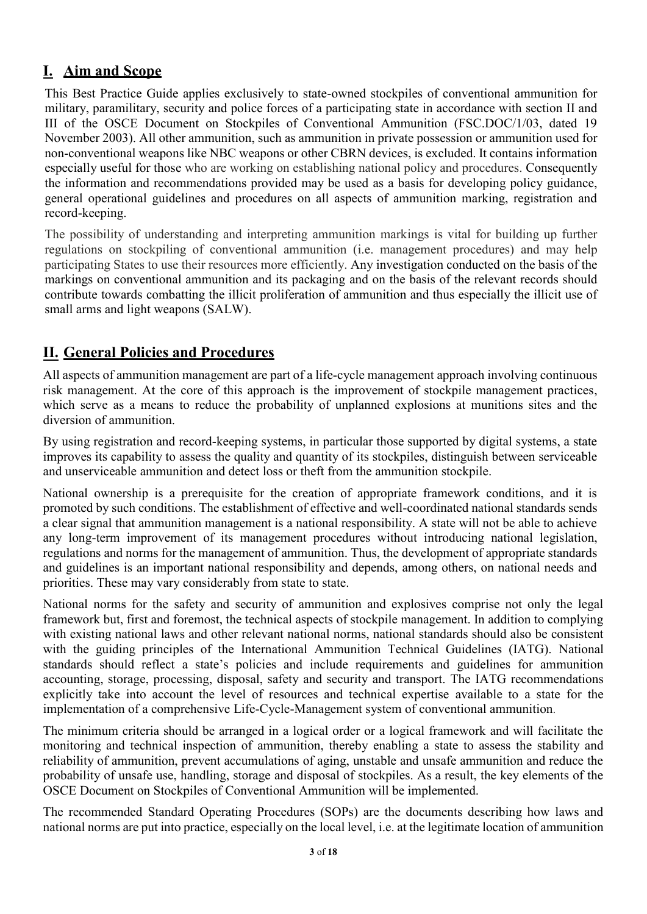## I. Aim and Scope

This Best Practice Guide applies exclusively to state-owned stockpiles of conventional ammunition for military, paramilitary, security and police forces of a participating state in accordance with section II and III of the OSCE Document on Stockpiles of Conventional Ammunition (FSC.DOC/1/03, dated 19 November 2003). All other ammunition, such as ammunition in private possession or ammunition used for non-conventional weapons like NBC weapons or other CBRN devices, is excluded. It contains information especially useful for those who are working on establishing national policy and procedures. Consequently the information and recommendations provided may be used as a basis for developing policy guidance, general operational guidelines and procedures on all aspects of ammunition marking, registration and record-keeping.

The possibility of understanding and interpreting ammunition markings is vital for building up further regulations on stockpiling of conventional ammunition (i.e. management procedures) and may help participating States to use their resources more efficiently. Any investigation conducted on the basis of the markings on conventional ammunition and its packaging and on the basis of the relevant records should contribute towards combatting the illicit proliferation of ammunition and thus especially the illicit use of small arms and light weapons (SALW).

## II. General Policies and Procedures

All aspects of ammunition management are part of a life-cycle management approach involving continuous risk management. At the core of this approach is the improvement of stockpile management practices, which serve as a means to reduce the probability of unplanned explosions at munitions sites and the diversion of ammunition.

By using registration and record-keeping systems, in particular those supported by digital systems, a state improves its capability to assess the quality and quantity of its stockpiles, distinguish between serviceable and unserviceable ammunition and detect loss or theft from the ammunition stockpile.

National ownership is a prerequisite for the creation of appropriate framework conditions, and it is promoted by such conditions. The establishment of effective and well-coordinated national standards sends a clear signal that ammunition management is a national responsibility. A state will not be able to achieve any long-term improvement of its management procedures without introducing national legislation, regulations and norms for the management of ammunition. Thus, the development of appropriate standards and guidelines is an important national responsibility and depends, among others, on national needs and priorities. These may vary considerably from state to state.

National norms for the safety and security of ammunition and explosives comprise not only the legal framework but, first and foremost, the technical aspects of stockpile management. In addition to complying with existing national laws and other relevant national norms, national standards should also be consistent with the guiding principles of the International Ammunition Technical Guidelines (IATG). National standards should reflect a state's policies and include requirements and guidelines for ammunition accounting, storage, processing, disposal, safety and security and transport. The IATG recommendations explicitly take into account the level of resources and technical expertise available to a state for the implementation of a comprehensive Life-Cycle-Management system of conventional ammunition.

The minimum criteria should be arranged in a logical order or a logical framework and will facilitate the monitoring and technical inspection of ammunition, thereby enabling a state to assess the stability and reliability of ammunition, prevent accumulations of aging, unstable and unsafe ammunition and reduce the probability of unsafe use, handling, storage and disposal of stockpiles. As a result, the key elements of the OSCE Document on Stockpiles of Conventional Ammunition will be implemented.

The recommended Standard Operating Procedures (SOPs) are the documents describing how laws and national norms are put into practice, especially on the local level, i.e. at the legitimate location of ammunition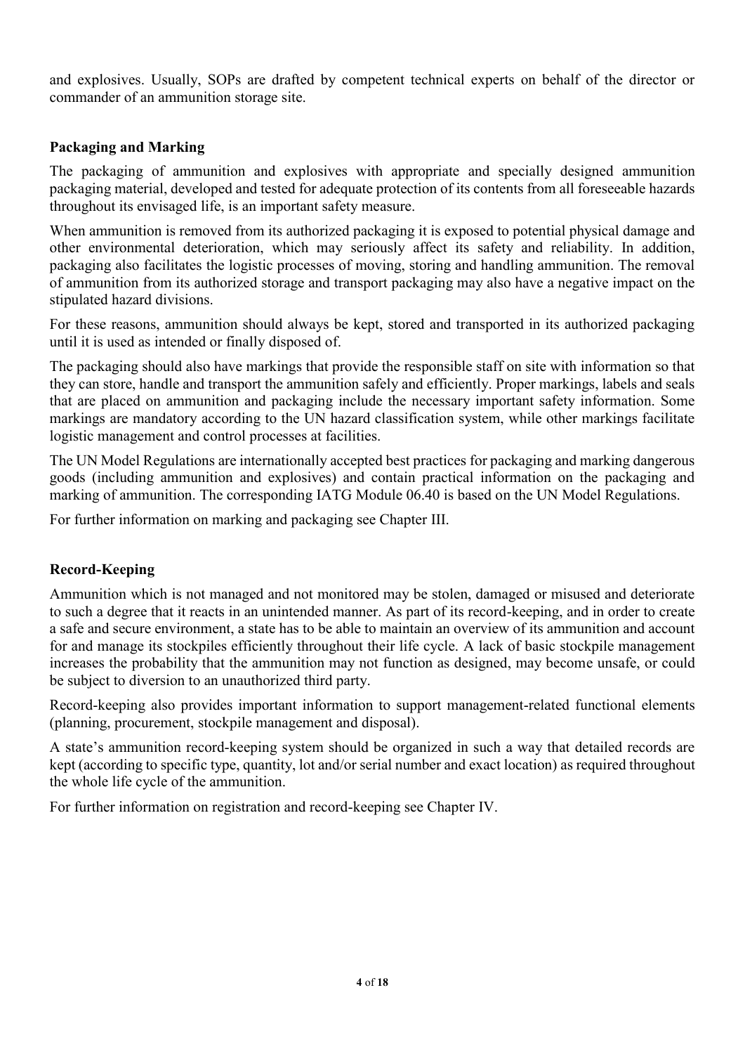and explosives. Usually, SOPs are drafted by competent technical experts on behalf of the director or commander of an ammunition storage site.

### Packaging and Marking

The packaging of ammunition and explosives with appropriate and specially designed ammunition packaging material, developed and tested for adequate protection of its contents from all foreseeable hazards throughout its envisaged life, is an important safety measure.

When ammunition is removed from its authorized packaging it is exposed to potential physical damage and other environmental deterioration, which may seriously affect its safety and reliability. In addition, packaging also facilitates the logistic processes of moving, storing and handling ammunition. The removal of ammunition from its authorized storage and transport packaging may also have a negative impact on the stipulated hazard divisions.

For these reasons, ammunition should always be kept, stored and transported in its authorized packaging until it is used as intended or finally disposed of.

The packaging should also have markings that provide the responsible staff on site with information so that they can store, handle and transport the ammunition safely and efficiently. Proper markings, labels and seals that are placed on ammunition and packaging include the necessary important safety information. Some markings are mandatory according to the UN hazard classification system, while other markings facilitate logistic management and control processes at facilities.

The UN Model Regulations are internationally accepted best practices for packaging and marking dangerous goods (including ammunition and explosives) and contain practical information on the packaging and marking of ammunition. The corresponding IATG Module 06.40 is based on the UN Model Regulations.

For further information on marking and packaging see Chapter III.

### Record-Keeping

Ammunition which is not managed and not monitored may be stolen, damaged or misused and deteriorate to such a degree that it reacts in an unintended manner. As part of its record-keeping, and in order to create a safe and secure environment, a state has to be able to maintain an overview of its ammunition and account for and manage its stockpiles efficiently throughout their life cycle. A lack of basic stockpile management increases the probability that the ammunition may not function as designed, may become unsafe, or could be subject to diversion to an unauthorized third party.

Record-keeping also provides important information to support management-related functional elements (planning, procurement, stockpile management and disposal).

A state's ammunition record-keeping system should be organized in such a way that detailed records are kept (according to specific type, quantity, lot and/or serial number and exact location) as required throughout the whole life cycle of the ammunition.

For further information on registration and record-keeping see Chapter IV.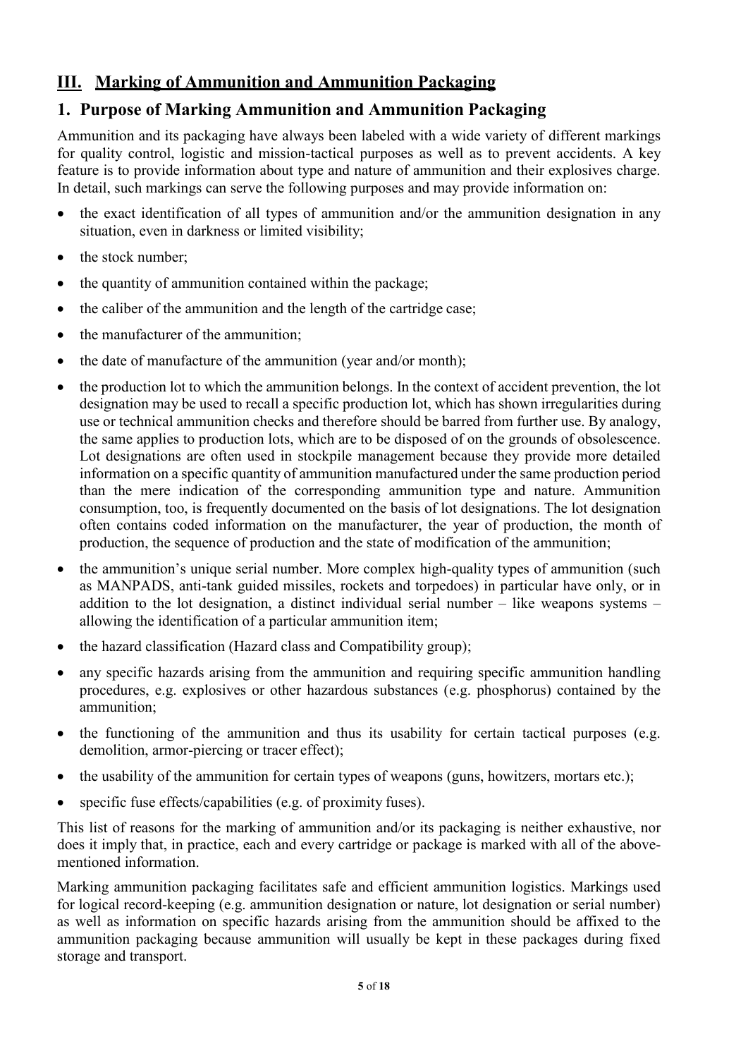## III. Marking of Ammunition and Ammunition Packaging

### 1. Purpose of Marking Ammunition and Ammunition Packaging

Ammunition and its packaging have always been labeled with a wide variety of different markings for quality control, logistic and mission-tactical purposes as well as to prevent accidents. A key feature is to provide information about type and nature of ammunition and their explosives charge. In detail, such markings can serve the following purposes and may provide information on:

- the exact identification of all types of ammunition and/or the ammunition designation in any situation, even in darkness or limited visibility;
- the stock number;
- the quantity of ammunition contained within the package;
- the caliber of the ammunition and the length of the cartridge case;
- the manufacturer of the ammunition;
- the date of manufacture of the ammunition (year and/or month);
- the production lot to which the ammunition belongs. In the context of accident prevention, the lot designation may be used to recall a specific production lot, which has shown irregularities during use or technical ammunition checks and therefore should be barred from further use. By analogy, the same applies to production lots, which are to be disposed of on the grounds of obsolescence. Lot designations are often used in stockpile management because they provide more detailed information on a specific quantity of ammunition manufactured under the same production period than the mere indication of the corresponding ammunition type and nature. Ammunition consumption, too, is frequently documented on the basis of lot designations. The lot designation often contains coded information on the manufacturer, the year of production, the month of production, the sequence of production and the state of modification of the ammunition;
- the ammunition's unique serial number. More complex high-quality types of ammunition (such as MANPADS, anti-tank guided missiles, rockets and torpedoes) in particular have only, or in addition to the lot designation, a distinct individual serial number – like weapons systems – allowing the identification of a particular ammunition item;
- the hazard classification (Hazard class and Compatibility group);
- any specific hazards arising from the ammunition and requiring specific ammunition handling procedures, e.g. explosives or other hazardous substances (e.g. phosphorus) contained by the ammunition;
- the functioning of the ammunition and thus its usability for certain tactical purposes (e.g. demolition, armor-piercing or tracer effect);
- the usability of the ammunition for certain types of weapons (guns, howitzers, mortars etc.);
- specific fuse effects/capabilities (e.g. of proximity fuses).

This list of reasons for the marking of ammunition and/or its packaging is neither exhaustive, nor does it imply that, in practice, each and every cartridge or package is marked with all of the above-mentioned information.

Marking ammunition packaging facilitates safe and efficient ammunition logistics. Markings used for logical record-keeping (e.g. ammunition designation or nature, lot designation or serial number) as well as information on specific hazards arising from the ammunition should be affixed to the ammunition packaging because ammunition will usually be kept in these packages during fixed storage and transport.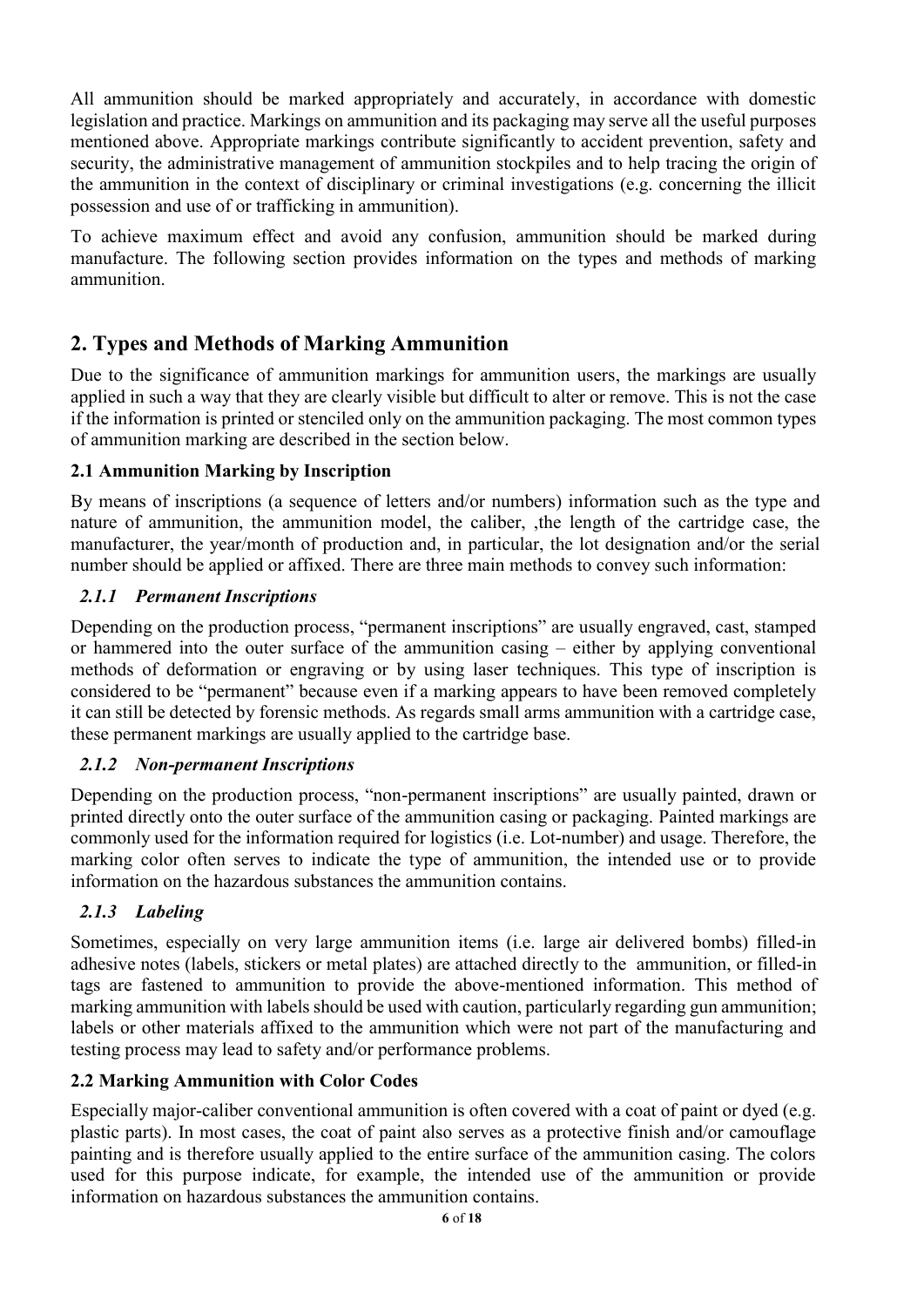All ammunition should be marked appropriately and accurately, in accordance with domestic legislation and practice. Markings on ammunition and its packaging may serve all the useful purposes mentioned above. Appropriate markings contribute significantly to accident prevention, safety and security, the administrative management of ammunition stockpiles and to help tracing the origin of the ammunition in the context of disciplinary or criminal investigations (e.g. concerning the illicit possession and use of or trafficking in ammunition).

To achieve maximum effect and avoid any confusion, ammunition should be marked during manufacture. The following section provides information on the types and methods of marking ammunition.

## 2. Types and Methods of Marking Ammunition

Due to the significance of ammunition markings for ammunition users, the markings are usually applied in such a way that they are clearly visible but difficult to alter or remove. This is not the case if the information is printed or stenciled only on the ammunition packaging. The most common types of ammunition marking are described in the section below.

### 2.1 Ammunition Marking by Inscription

By means of inscriptions (a sequence of letters and/or numbers) information such as the type and nature of ammunition, the ammunition model, the caliber, ,the length of the cartridge case, the manufacturer, the year/month of production and, in particular, the lot designation and/or the serial number should be applied or affixed. There are three main methods to convey such information:

#### *2.1.1 Permanent Inscriptions*

Depending on the production process, "permanent inscriptions" are usually engraved, cast, stamped or hammered into the outer surface of the ammunition casing – either by applying conventional methods of deformation or engraving or by using laser techniques. This type of inscription is considered to be "permanent" because even if a marking appears to have been removed completely it can still be detected by forensic methods. As regards small arms ammunition with a cartridge case, these permanent markings are usually applied to the cartridge base.

#### *2.1.2 Non-permanent Inscriptions*

Depending on the production process, "non-permanent inscriptions" are usually painted, drawn or printed directly onto the outer surface of the ammunition casing or packaging. Painted markings are commonly used for the information required for logistics (i.e. Lot-number) and usage. Therefore, the marking color often serves to indicate the type of ammunition, the intended use or to provide information on the hazardous substances the ammunition contains.

#### *2.1.3 Labeling*

Sometimes, especially on very large ammunition items (i.e. large air delivered bombs) filled-in adhesive notes (labels, stickers or metal plates) are attached directly to the ammunition, or filled-in tags are fastened to ammunition to provide the above-mentioned information. This method of marking ammunition with labels should be used with caution, particularly regarding gun ammunition; labels or other materials affixed to the ammunition which were not part of the manufacturing and testing process may lead to safety and/or performance problems.

### 2.2 Marking Ammunition with Color Codes

Especially major-caliber conventional ammunition is often covered with a coat of paint or dyed (e.g. plastic parts). In most cases, the coat of paint also serves as a protective finish and/or camouflage painting and is therefore usually applied to the entire surface of the ammunition casing. The colors used for this purpose indicate, for example, the intended use of the ammunition or provide information on hazardous substances the ammunition contains.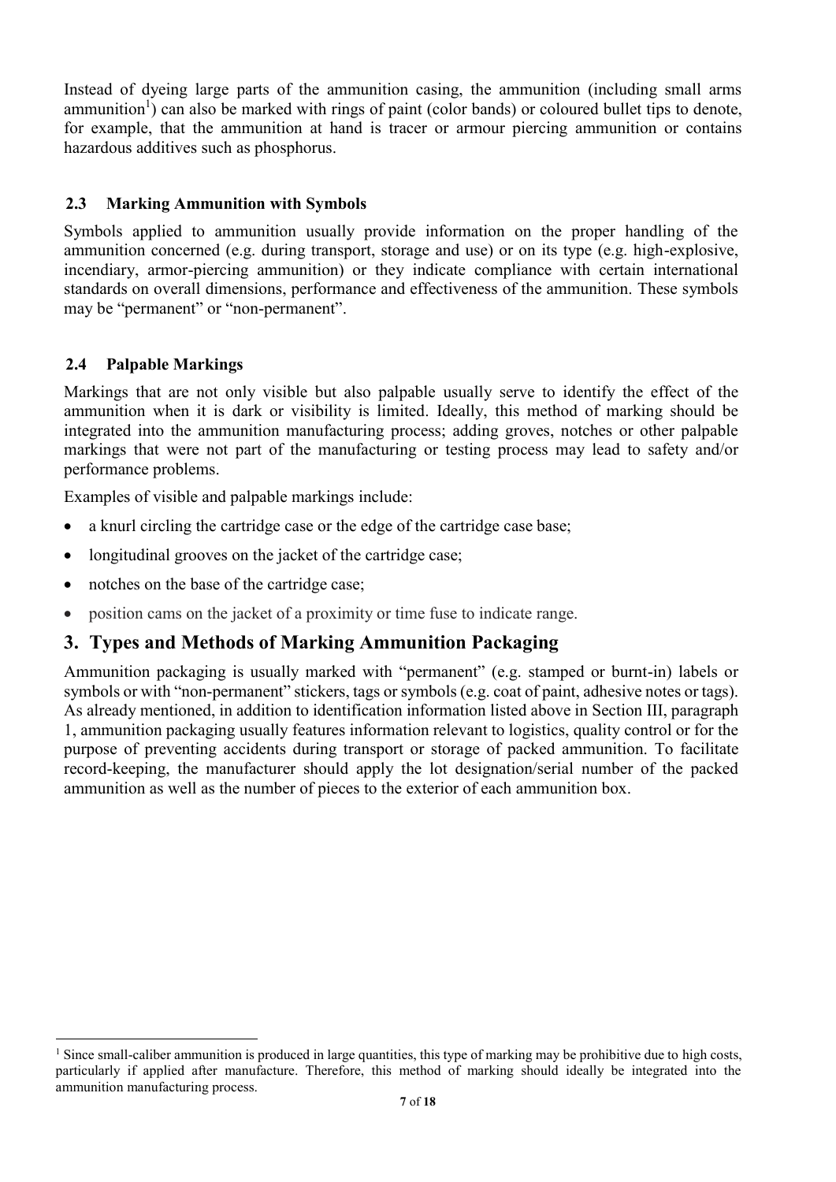Instead of dyeing large parts of the ammunition casing, the ammunition (including small arms ammunition[1]) can also be marked with rings of paint (color bands) or coloured bullet tips to denote, for example, that the ammunition at hand is tracer or armour piercing ammunition or contains hazardous additives such as phosphorus.

### 2.3 Marking Ammunition with Symbols

Symbols applied to ammunition usually provide information on the proper handling of the ammunition concerned (e.g. during transport, storage and use) or on its type (e.g. high-explosive, incendiary, armor-piercing ammunition) or they indicate compliance with certain international standards on overall dimensions, performance and effectiveness of the ammunition. These symbols may be "permanent" or "non-permanent".

### 2.4 Palpable Markings

Markings that are not only visible but also palpable usually serve to identify the effect of the ammunition when it is dark or visibility is limited. Ideally, this method of marking should be integrated into the ammunition manufacturing process; adding groves, notches or other palpable markings that were not part of the manufacturing or testing process may lead to safety and/or performance problems.

Examples of visible and palpable markings include:

- a knurl circling the cartridge case or the edge of the cartridge case base;
- longitudinal grooves on the jacket of the cartridge case;
- notches on the base of the cartridge case;
- position cams on the jacket of a proximity or time fuse to indicate range.

## 3. Types and Methods of Marking Ammunition Packaging

Ammunition packaging is usually marked with "permanent" (e.g. stamped or burnt-in) labels or symbols or with "non-permanent" stickers, tags or symbols (e.g. coat of paint, adhesive notes or tags). As already mentioned, in addition to identification information listed above in Section III, paragraph 1, ammunition packaging usually features information relevant to logistics, quality control or for the purpose of preventing accidents during transport or storage of packed ammunition. To facilitate record-keeping, the manufacturer should apply the lot designation/serial number of the packed ammunition as well as the number of pieces to the exterior of each ammunition box.

---

[1] Since small-caliber ammunition is produced in large quantities, this type of marking may be prohibitive due to high costs, particularly if applied after manufacture. Therefore, this method of marking should ideally be integrated into the ammunition manufacturing process.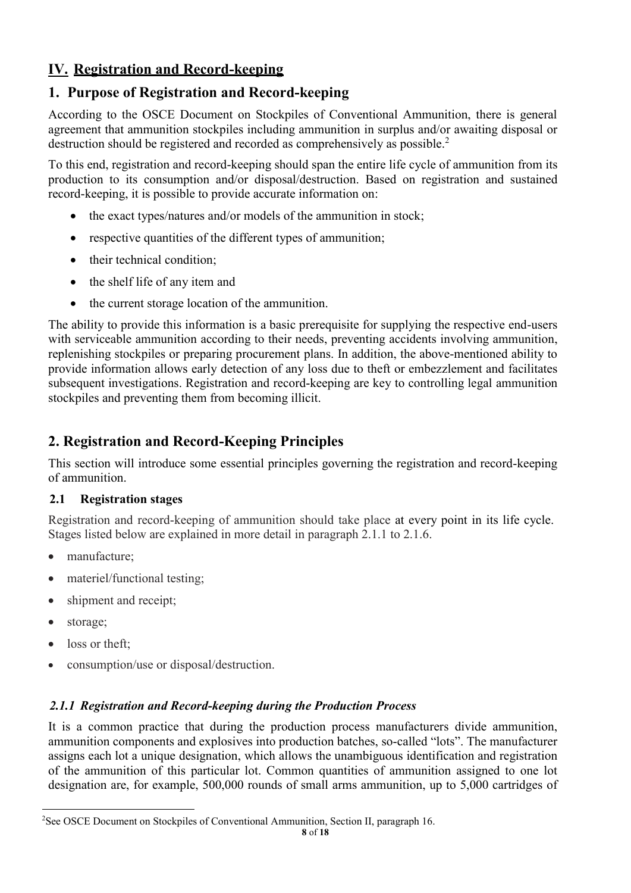# IV. Registration and Record-keeping

## 1. Purpose of Registration and Record-keeping

According to the OSCE Document on Stockpiles of Conventional Ammunition, there is general agreement that ammunition stockpiles including ammunition in surplus and/or awaiting disposal or destruction should be registered and recorded as comprehensively as possible.[2]

To this end, registration and record-keeping should span the entire life cycle of ammunition from its production to its consumption and/or disposal/destruction. Based on registration and sustained record-keeping, it is possible to provide accurate information on:

- the exact types/natures and/or models of the ammunition in stock;
- respective quantities of the different types of ammunition;
- their technical condition;
- the shelf life of any item and
- the current storage location of the ammunition.

The ability to provide this information is a basic prerequisite for supplying the respective end-users with serviceable ammunition according to their needs, preventing accidents involving ammunition, replenishing stockpiles or preparing procurement plans. In addition, the above-mentioned ability to provide information allows early detection of any loss due to theft or embezzlement and facilitates subsequent investigations. Registration and record-keeping are key to controlling legal ammunition stockpiles and preventing them from becoming illicit.

## 2. Registration and Record-Keeping Principles

This section will introduce some essential principles governing the registration and record-keeping of ammunition.

### 2.1 Registration stages

Registration and record-keeping of ammunition should take place at every point in its life cycle. Stages listed below are explained in more detail in paragraph 2.1.1 to 2.1.6.

- manufacture;
- materiel/functional testing;
- shipment and receipt;
- storage;
- loss or theft;
- consumption/use or disposal/destruction.

#### *2.1.1 Registration and Record-keeping during the Production Process*

It is a common practice that during the production process manufacturers divide ammunition, ammunition components and explosives into production batches, so-called "lots". The manufacturer assigns each lot a unique designation, which allows the unambiguous identification and registration of the ammunition of this particular lot. Common quantities of ammunition assigned to one lot designation are, for example, 500,000 rounds of small arms ammunition, up to 5,000 cartridges of

[2] See OSCE Document on Stockpiles of Conventional Ammunition, Section II, paragraph 16.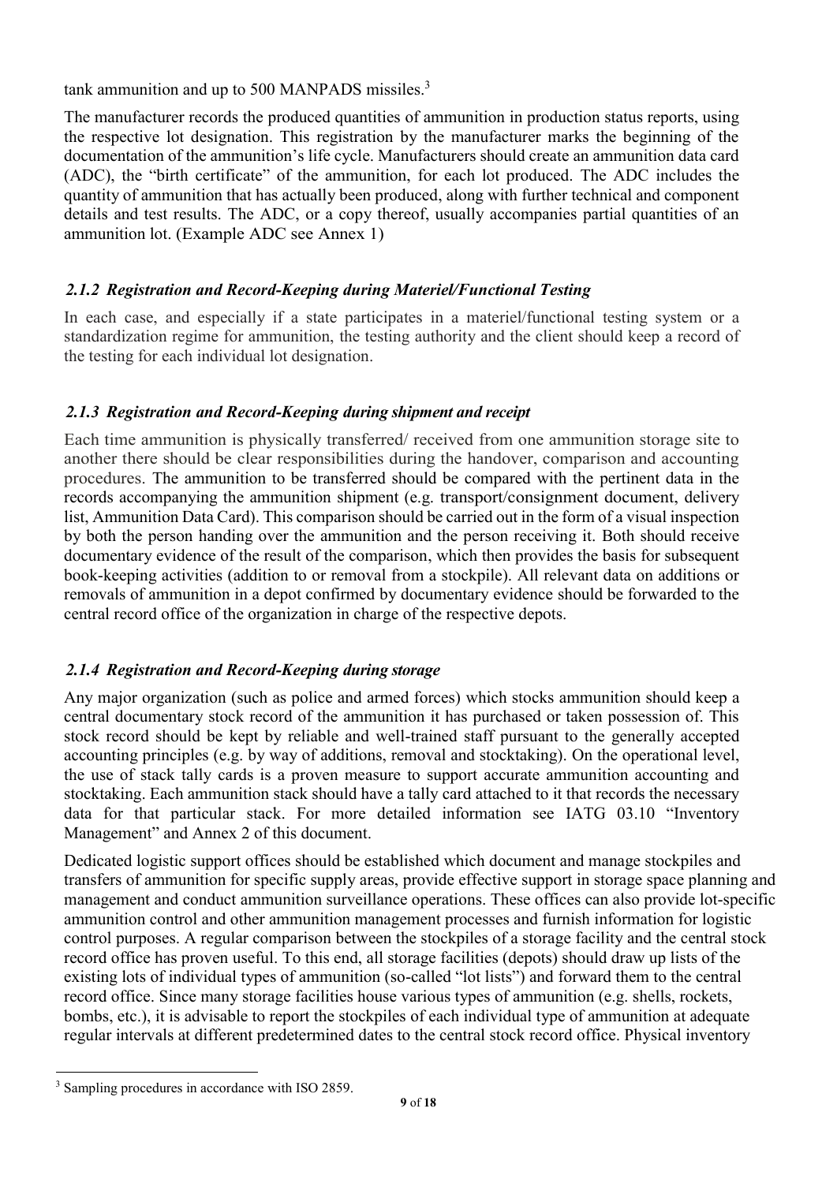tank ammunition and up to 500 MANPADS missiles.[3]

The manufacturer records the produced quantities of ammunition in production status reports, using the respective lot designation. This registration by the manufacturer marks the beginning of the documentation of the ammunition's life cycle. Manufacturers should create an ammunition data card (ADC), the "birth certificate" of the ammunition, for each lot produced. The ADC includes the quantity of ammunition that has actually been produced, along with further technical and component details and test results. The ADC, or a copy thereof, usually accompanies partial quantities of an ammunition lot. (Example ADC see Annex 1)

### *2.1.2 Registration and Record-Keeping during Materiel/Functional Testing*

In each case, and especially if a state participates in a materiel/functional testing system or a standardization regime for ammunition, the testing authority and the client should keep a record of the testing for each individual lot designation.

### *2.1.3 Registration and Record-Keeping during shipment and receipt*

Each time ammunition is physically transferred/ received from one ammunition storage site to another there should be clear responsibilities during the handover, comparison and accounting procedures. The ammunition to be transferred should be compared with the pertinent data in the records accompanying the ammunition shipment (e.g. transport/consignment document, delivery list, Ammunition Data Card). This comparison should be carried out in the form of a visual inspection by both the person handing over the ammunition and the person receiving it. Both should receive documentary evidence of the result of the comparison, which then provides the basis for subsequent book-keeping activities (addition to or removal from a stockpile). All relevant data on additions or removals of ammunition in a depot confirmed by documentary evidence should be forwarded to the central record office of the organization in charge of the respective depots.

### *2.1.4 Registration and Record-Keeping during storage*

Any major organization (such as police and armed forces) which stocks ammunition should keep a central documentary stock record of the ammunition it has purchased or taken possession of. This stock record should be kept by reliable and well-trained staff pursuant to the generally accepted accounting principles (e.g. by way of additions, removal and stocktaking). On the operational level, the use of stack tally cards is a proven measure to support accurate ammunition accounting and stocktaking. Each ammunition stack should have a tally card attached to it that records the necessary data for that particular stack. For more detailed information see IATG 03.10 "Inventory Management" and Annex 2 of this document.

Dedicated logistic support offices should be established which document and manage stockpiles and transfers of ammunition for specific supply areas, provide effective support in storage space planning and management and conduct ammunition surveillance operations. These offices can also provide lot-specific ammunition control and other ammunition management processes and furnish information for logistic control purposes. A regular comparison between the stockpiles of a storage facility and the central stock record office has proven useful. To this end, all storage facilities (depots) should draw up lists of the existing lots of individual types of ammunition (so-called "lot lists") and forward them to the central record office. Since many storage facilities house various types of ammunition (e.g. shells, rockets, bombs, etc.), it is advisable to report the stockpiles of each individual type of ammunition at adequate regular intervals at different predetermined dates to the central stock record office. Physical inventory

---

[3] Sampling procedures in accordance with ISO 2859.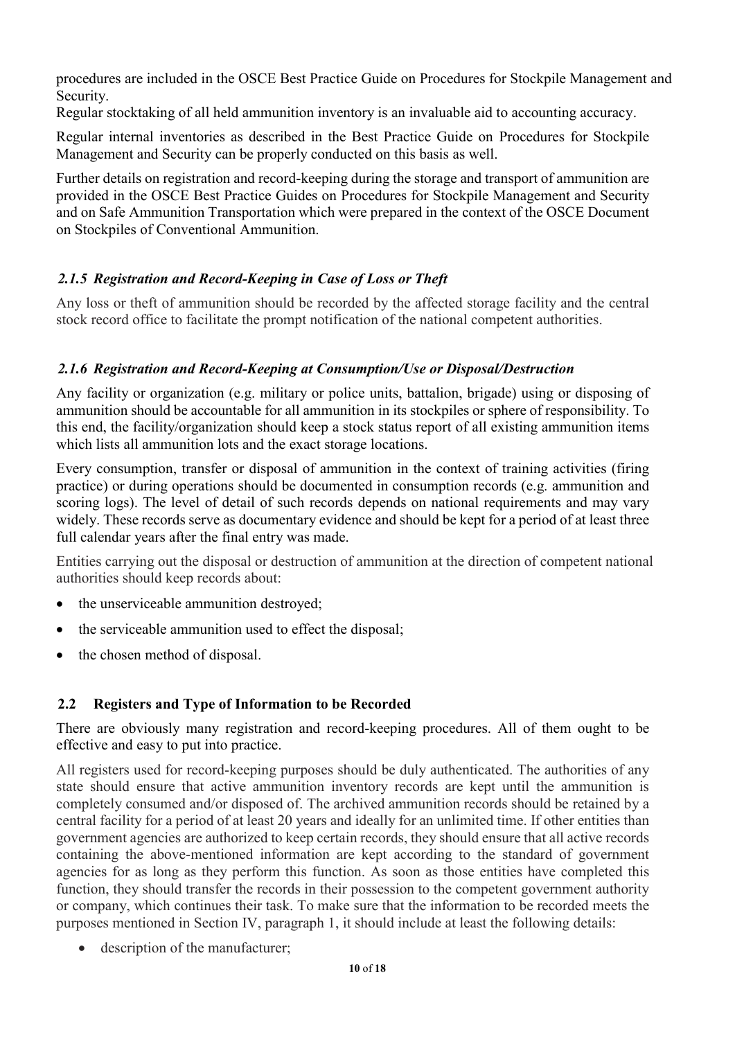procedures are included in the OSCE Best Practice Guide on Procedures for Stockpile Management and Security.

Regular stocktaking of all held ammunition inventory is an invaluable aid to accounting accuracy.

Regular internal inventories as described in the Best Practice Guide on Procedures for Stockpile Management and Security can be properly conducted on this basis as well.

Further details on registration and record-keeping during the storage and transport of ammunition are provided in the OSCE Best Practice Guides on Procedures for Stockpile Management and Security and on Safe Ammunition Transportation which were prepared in the context of the OSCE Document on Stockpiles of Conventional Ammunition.

### *2.1.5 Registration and Record-Keeping in Case of Loss or Theft*

Any loss or theft of ammunition should be recorded by the affected storage facility and the central stock record office to facilitate the prompt notification of the national competent authorities.

### *2.1.6 Registration and Record-Keeping at Consumption/Use or Disposal/Destruction*

Any facility or organization (e.g. military or police units, battalion, brigade) using or disposing of ammunition should be accountable for all ammunition in its stockpiles or sphere of responsibility. To this end, the facility/organization should keep a stock status report of all existing ammunition items which lists all ammunition lots and the exact storage locations.

Every consumption, transfer or disposal of ammunition in the context of training activities (firing practice) or during operations should be documented in consumption records (e.g. ammunition and scoring logs). The level of detail of such records depends on national requirements and may vary widely. These records serve as documentary evidence and should be kept for a period of at least three full calendar years after the final entry was made.

Entities carrying out the disposal or destruction of ammunition at the direction of competent national authorities should keep records about:

- the unserviceable ammunition destroyed;
- the serviceable ammunition used to effect the disposal;
- the chosen method of disposal.

## 2.2 Registers and Type of Information to be Recorded

There are obviously many registration and record-keeping procedures. All of them ought to be effective and easy to put into practice.

All registers used for record-keeping purposes should be duly authenticated. The authorities of any state should ensure that active ammunition inventory records are kept until the ammunition is completely consumed and/or disposed of. The archived ammunition records should be retained by a central facility for a period of at least 20 years and ideally for an unlimited time. If other entities than government agencies are authorized to keep certain records, they should ensure that all active records containing the above-mentioned information are kept according to the standard of government agencies for as long as they perform this function. As soon as those entities have completed this function, they should transfer the records in their possession to the competent government authority or company, which continues their task. To make sure that the information to be recorded meets the purposes mentioned in Section IV, paragraph 1, it should include at least the following details:

- description of the manufacturer;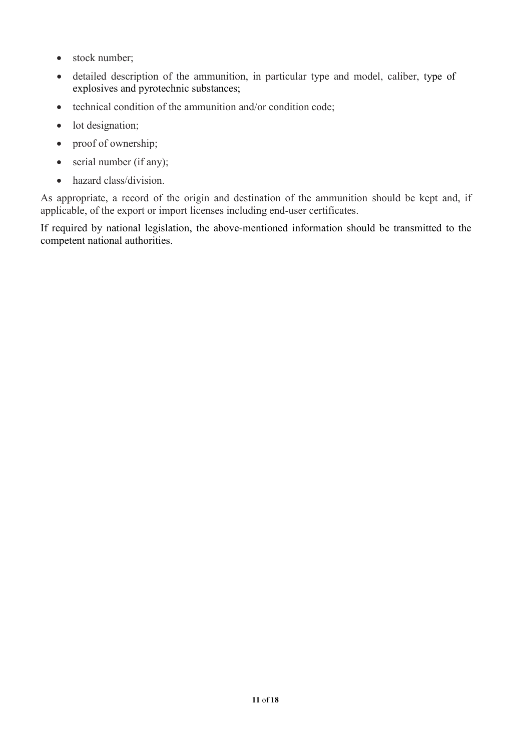- stock number;
- detailed description of the ammunition, in particular type and model, caliber, type of explosives and pyrotechnic substances;
- technical condition of the ammunition and/or condition code;
- lot designation;
- proof of ownership;
- serial number (if any);
- hazard class/division.

As appropriate, a record of the origin and destination of the ammunition should be kept and, if applicable, of the export or import licenses including end-user certificates.

If required by national legislation, the above-mentioned information should be transmitted to the competent national authorities.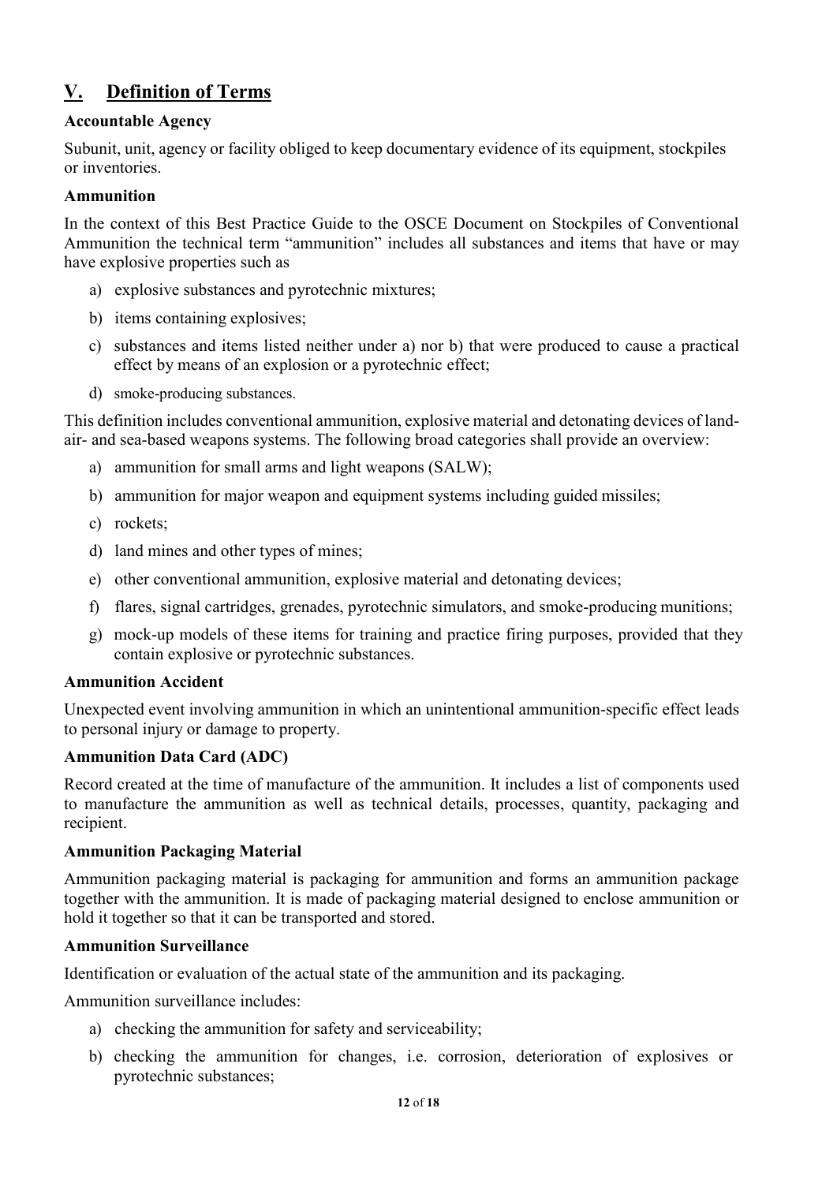## V. Definition of Terms

### Accountable Agency

Subunit, unit, agency or facility obliged to keep documentary evidence of its equipment, stockpiles or inventories.

### Ammunition

In the context of this Best Practice Guide to the OSCE Document on Stockpiles of Conventional Ammunition the technical term "ammunition" includes all substances and items that have or may have explosive properties such as

a) explosive substances and pyrotechnic mixtures;

b) items containing explosives;

c) substances and items listed neither under a) nor b) that were produced to cause a practical effect by means of an explosion or a pyrotechnic effect;

d) smoke-producing substances.

This definition includes conventional ammunition, explosive material and detonating devices of land- air- and sea-based weapons systems. The following broad categories shall provide an overview:

a) ammunition for small arms and light weapons (SALW);

b) ammunition for major weapon and equipment systems including guided missiles;

c) rockets;

d) land mines and other types of mines;

e) other conventional ammunition, explosive material and detonating devices;

f) flares, signal cartridges, grenades, pyrotechnic simulators, and smoke-producing munitions;

g) mock-up models of these items for training and practice firing purposes, provided that they contain explosive or pyrotechnic substances.

### Ammunition Accident

Unexpected event involving ammunition in which an unintentional ammunition-specific effect leads to personal injury or damage to property.

### Ammunition Data Card (ADC)

Record created at the time of manufacture of the ammunition. It includes a list of components used to manufacture the ammunition as well as technical details, processes, quantity, packaging and recipient.

### Ammunition Packaging Material

Ammunition packaging material is packaging for ammunition and forms an ammunition package together with the ammunition. It is made of packaging material designed to enclose ammunition or hold it together so that it can be transported and stored.

### Ammunition Surveillance

Identification or evaluation of the actual state of the ammunition and its packaging.

Ammunition surveillance includes:

a) checking the ammunition for safety and serviceability;

b) checking the ammunition for changes, i.e. corrosion, deterioration of explosives or pyrotechnic substances;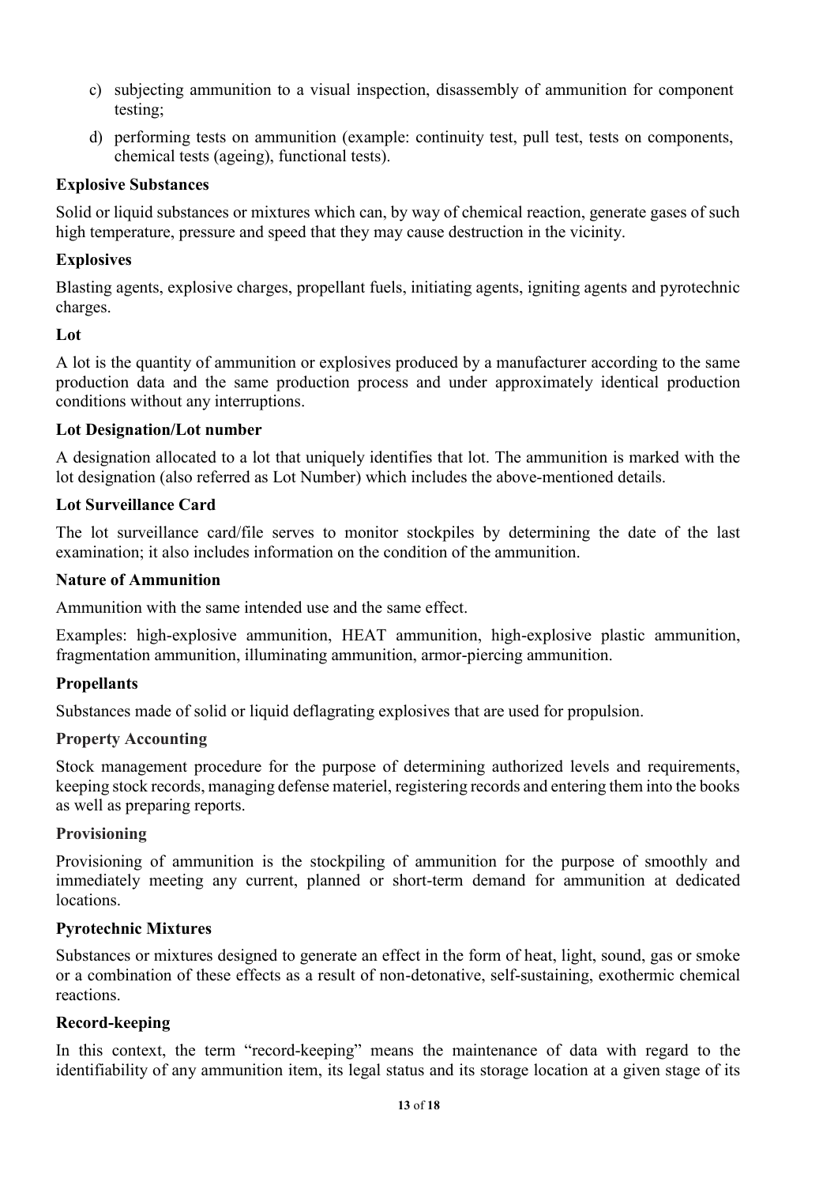c) subjecting ammunition to a visual inspection, disassembly of ammunition for component testing;

d) performing tests on ammunition (example: continuity test, pull test, tests on components, chemical tests (ageing), functional tests).

**Explosive Substances**

Solid or liquid substances or mixtures which can, by way of chemical reaction, generate gases of such high temperature, pressure and speed that they may cause destruction in the vicinity.

**Explosives**

Blasting agents, explosive charges, propellant fuels, initiating agents, igniting agents and pyrotechnic charges.

**Lot**

A lot is the quantity of ammunition or explosives produced by a manufacturer according to the same production data and the same production process and under approximately identical production conditions without any interruptions.

**Lot Designation/Lot number**

A designation allocated to a lot that uniquely identifies that lot. The ammunition is marked with the lot designation (also referred as Lot Number) which includes the above-mentioned details.

**Lot Surveillance Card**

The lot surveillance card/file serves to monitor stockpiles by determining the date of the last examination; it also includes information on the condition of the ammunition.

**Nature of Ammunition**

Ammunition with the same intended use and the same effect.

Examples: high-explosive ammunition, HEAT ammunition, high-explosive plastic ammunition, fragmentation ammunition, illuminating ammunition, armor-piercing ammunition.

**Propellants**

Substances made of solid or liquid deflagrating explosives that are used for propulsion.

**Property Accounting**

Stock management procedure for the purpose of determining authorized levels and requirements, keeping stock records, managing defense materiel, registering records and entering them into the books as well as preparing reports.

**Provisioning**

Provisioning of ammunition is the stockpiling of ammunition for the purpose of smoothly and immediately meeting any current, planned or short-term demand for ammunition at dedicated locations.

**Pyrotechnic Mixtures**

Substances or mixtures designed to generate an effect in the form of heat, light, sound, gas or smoke or a combination of these effects as a result of non-detonative, self-sustaining, exothermic chemical reactions.

**Record-keeping**

In this context, the term "record-keeping" means the maintenance of data with regard to the identifiability of any ammunition item, its legal status and its storage location at a given stage of its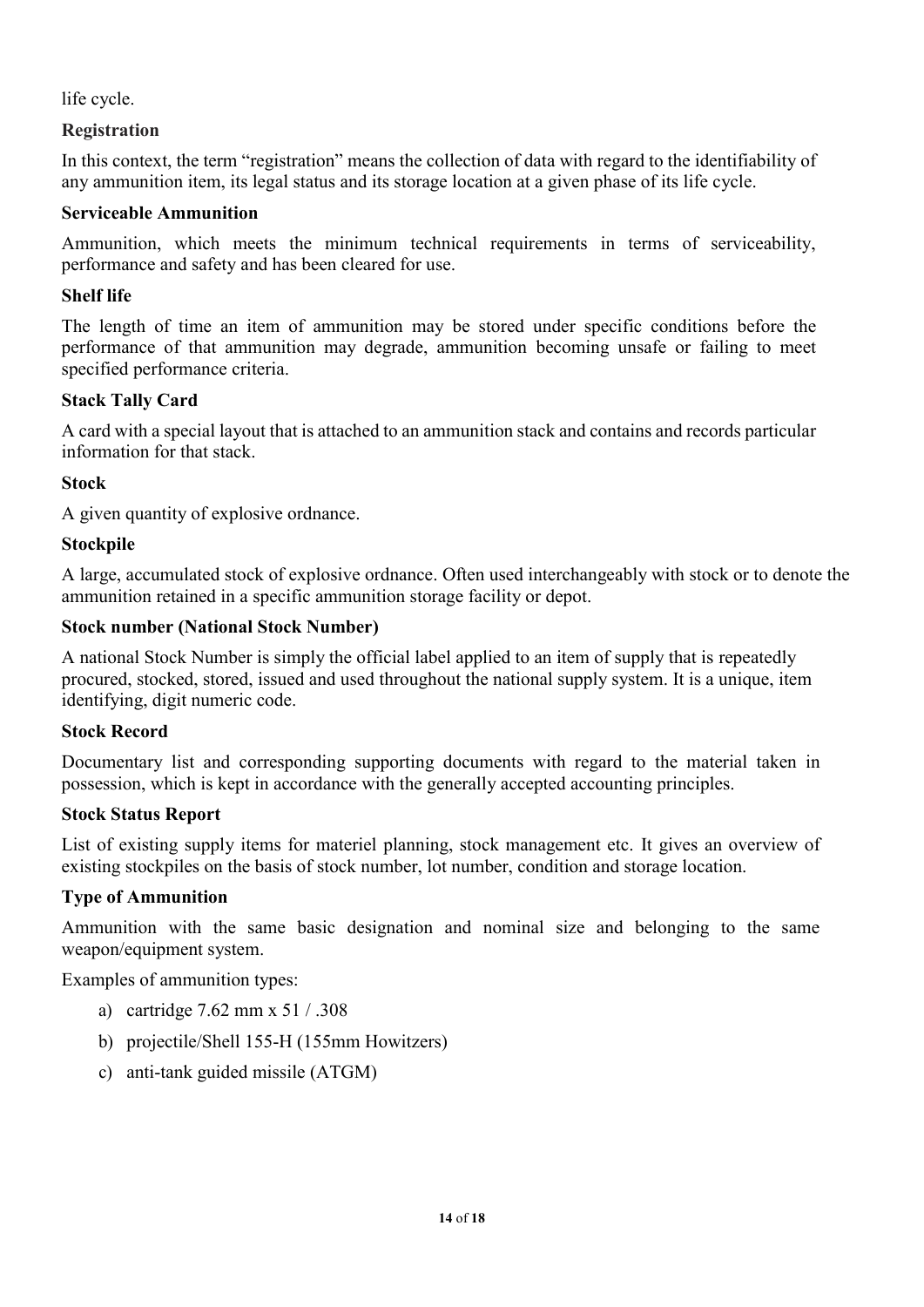life cycle.

**Registration**

In this context, the term "registration" means the collection of data with regard to the identifiability of any ammunition item, its legal status and its storage location at a given phase of its life cycle.

**Serviceable Ammunition**

Ammunition, which meets the minimum technical requirements in terms of serviceability, performance and safety and has been cleared for use.

**Shelf life**

The length of time an item of ammunition may be stored under specific conditions before the performance of that ammunition may degrade, ammunition becoming unsafe or failing to meet specified performance criteria.

**Stack Tally Card**

A card with a special layout that is attached to an ammunition stack and contains and records particular information for that stack.

**Stock**

A given quantity of explosive ordnance.

**Stockpile**

A large, accumulated stock of explosive ordnance. Often used interchangeably with stock or to denote the ammunition retained in a specific ammunition storage facility or depot.

**Stock number (National Stock Number)**

A national Stock Number is simply the official label applied to an item of supply that is repeatedly procured, stocked, stored, issued and used throughout the national supply system. It is a unique, item identifying, digit numeric code.

**Stock Record**

Documentary list and corresponding supporting documents with regard to the material taken in possession, which is kept in accordance with the generally accepted accounting principles.

**Stock Status Report**

List of existing supply items for materiel planning, stock management etc. It gives an overview of existing stockpiles on the basis of stock number, lot number, condition and storage location.

**Type of Ammunition**

Ammunition with the same basic designation and nominal size and belonging to the same weapon/equipment system.

Examples of ammunition types:

a) cartridge 7.62 mm x 51 / .308
b) projectile/Shell 155-H (155mm Howitzers)
c) anti-tank guided missile (ATGM)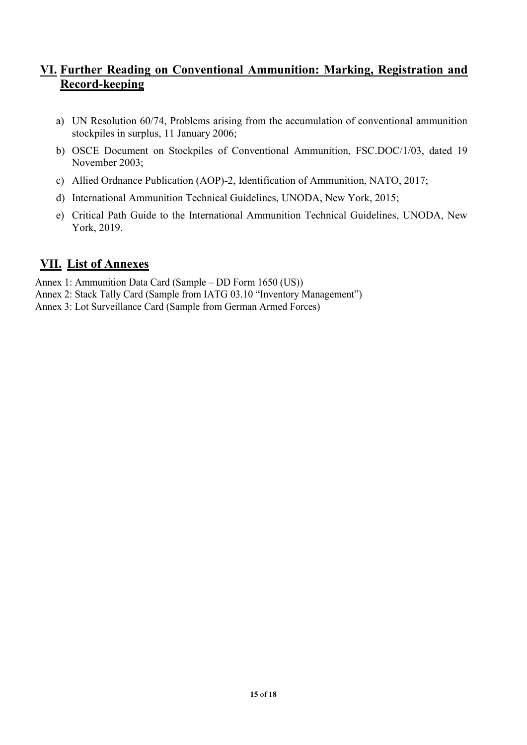## VI. Further Reading on Conventional Ammunition: Marking, Registration and Record-keeping

a) UN Resolution 60/74, Problems arising from the accumulation of conventional ammunition stockpiles in surplus, 11 January 2006;

b) OSCE Document on Stockpiles of Conventional Ammunition, FSC.DOC/1/03, dated 19 November 2003;

c) Allied Ordnance Publication (AOP)-2, Identification of Ammunition, NATO, 2017;

d) International Ammunition Technical Guidelines, UNODA, New York, 2015;

e) Critical Path Guide to the International Ammunition Technical Guidelines, UNODA, New York, 2019.

## VII. List of Annexes

Annex 1: Ammunition Data Card (Sample – DD Form 1650 (US))

Annex 2: Stack Tally Card (Sample from IATG 03.10 "Inventory Management")

Annex 3: Lot Surveillance Card (Sample from German Armed Forces)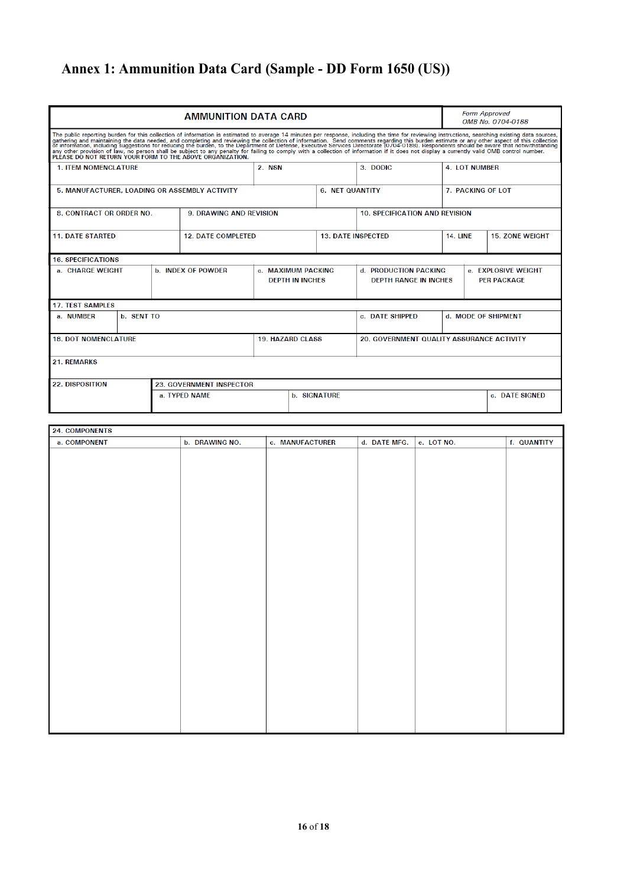## Annex 1: Ammunition Data Card (Sample - DD Form 1650 (US))

| AMMUNITION DATA CARD | | | | | *Form Approved* *OMB No. 0704-0188* |
|---|---|---|---|---|---|

The public reporting burden for this collection of information is estimated to average 14 minutes per response, including the time for reviewing instructions, searching existing data sources, gathering and maintaining the data needed, and completing and reviewing the collection of information. Send comments regarding this burden estimate or any other aspect of this collection of information, including suggestions for reducing the burden, to the Department of Defense, Executive Services Directorate (0704-0188). Respondents should be aware that notwithstanding any other provision of law, no person shall be subject to any penalty for failing to comply with a collection of information if it does not display a currently valid OMB control number.
PLEASE DO NOT RETURN YOUR FORM TO THE ABOVE ORGANIZATION.

| 1. ITEM NOMENCLATURE | 2. NSN | 3. DODIC | 4. LOT NUMBER |
|---|---|---|---|
| | | | |

| 5. MANUFACTURER, LOADING OR ASSEMBLY ACTIVITY | 6. NET QUANTITY | 7. PACKING OF LOT |
|---|---|---|
| | | |

| 8. CONTRACT OR ORDER NO. | 9. DRAWING AND REVISION | 10. SPECIFICATION AND REVISION |
|---|---|---|
| | | |

| 11. DATE STARTED | 12. DATE COMPLETED | 13. DATE INSPECTED | 14. LINE | 15. ZONE WEIGHT |
|---|---|---|---|---|
| | | | | |

| 16. SPECIFICATIONS | | | | |
|---|---|---|---|---|
| a. CHARGE WEIGHT | b. INDEX OF POWDER | c. MAXIMUM PACKING DEPTH IN INCHES | d. PRODUCTION PACKING DEPTH RANGE IN INCHES | e. EXPLOSIVE WEIGHT PER PACKAGE |
| | | | | |

| 17. TEST SAMPLES | | | |
|---|---|---|---|
| a. NUMBER | b. SENT TO | c. DATE SHIPPED | d. MODE OF SHIPMENT |
| | | | |

| 18. DOT NOMENCLATURE | 19. HAZARD CLASS | 20. GOVERNMENT QUALITY ASSURANCE ACTIVITY |
|---|---|---|
| | | |

| 21. REMARKS |
|---|
| |

| 22. DISPOSITION | 23. GOVERNMENT INSPECTOR | | |
|---|---|---|---|
| | a. TYPED NAME | b. SIGNATURE | c. DATE SIGNED |
| | | | |

| 24. COMPONENTS | | | | | |
|---|---|---|---|---|---|
| a. COMPONENT | b. DRAWING NO. | c. MANUFACTURER | d. DATE MFG. | e. LOT NO. | f. QUANTITY |
| | | | | | |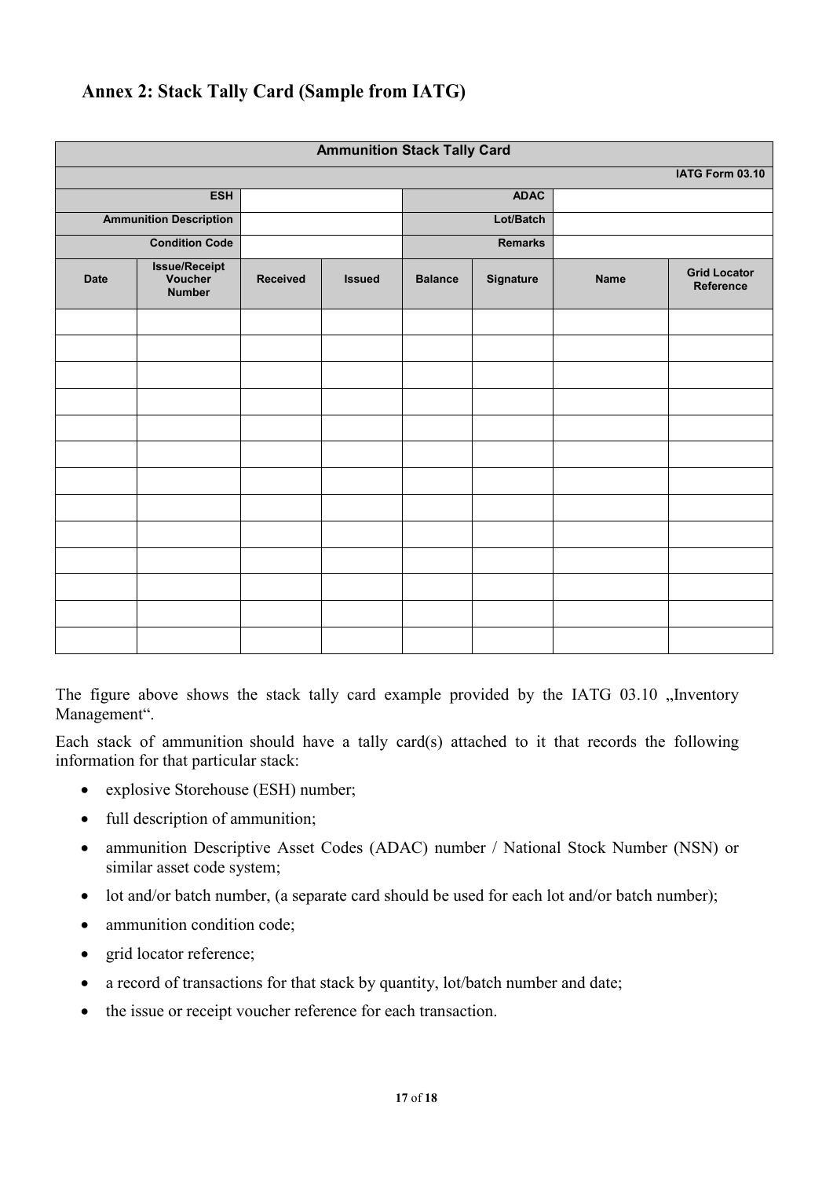## Annex 2: Stack Tally Card (Sample from IATG)

| Ammunition Stack Tally Card | | | | | | | |
|---|---|---|---|---|---|---|---|
| | | | | | | | IATG Form 03.10 |
| ESH | | | | ADAC | | | |
| Ammunition Description | | | | Lot/Batch | | | |
| Condition Code | | | | Remarks | | | |
| Date | Issue/Receipt Voucher Number | Received | Issued | Balance | Signature | Name | Grid Locator Reference |
| | | | | | | | |
| | | | | | | | |
| | | | | | | | |
| | | | | | | | |
| | | | | | | | |
| | | | | | | | |
| | | | | | | | |
| | | | | | | | |
| | | | | | | | |
| | | | | | | | |
| | | | | | | | |
| | | | | | | | |
| | | | | | | | |

The figure above shows the stack tally card example provided by the IATG 03.10 „Inventory Management".

Each stack of ammunition should have a tally card(s) attached to it that records the following information for that particular stack:

- explosive Storehouse (ESH) number;
- full description of ammunition;
- ammunition Descriptive Asset Codes (ADAC) number / National Stock Number (NSN) or similar asset code system;
- lot and/or batch number, (a separate card should be used for each lot and/or batch number);
- ammunition condition code;
- grid locator reference;
- a record of transactions for that stack by quantity, lot/batch number and date;
- the issue or receipt voucher reference for each transaction.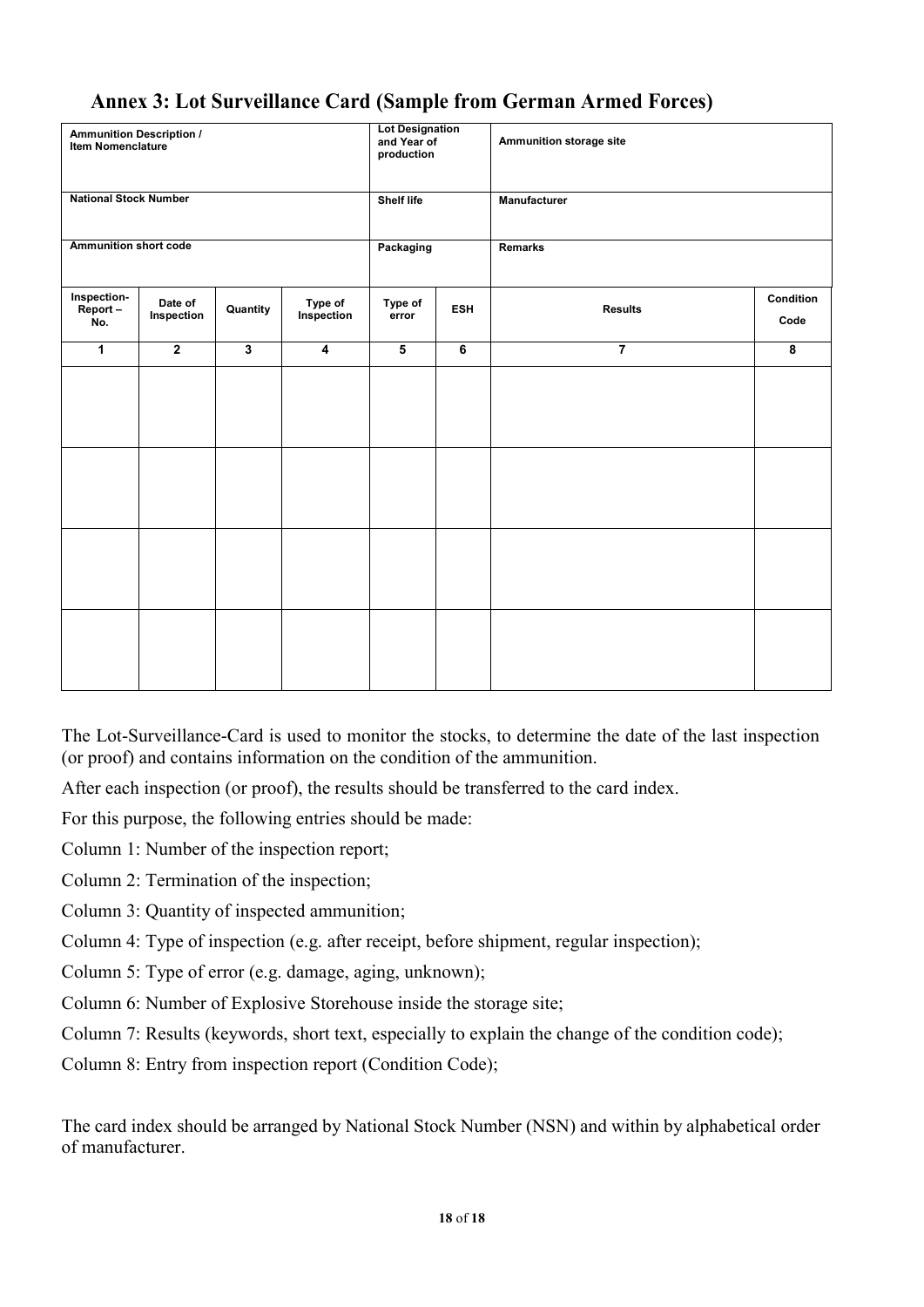## Annex 3: Lot Surveillance Card (Sample from German Armed Forces)

| Ammunition Description / Item Nomenclature | | | | Lot Designation and Year of production | | Ammunition storage site | |
|---|---|---|---|---|---|---|---|
| National Stock Number | | | | Shelf life | | Manufacturer | |
| Ammunition short code | | | | Packaging | | Remarks | |
| Inspection-Report – No. | Date of Inspection | Quantity | Type of Inspection | Type of error | ESH | Results | Condition Code |
| 1 | 2 | 3 | 4 | 5 | 6 | 7 | 8 |
| | | | | | | | |
| | | | | | | | |
| | | | | | | | |
| | | | | | | | |

The Lot-Surveillance-Card is used to monitor the stocks, to determine the date of the last inspection (or proof) and contains information on the condition of the ammunition.

After each inspection (or proof), the results should be transferred to the card index.

For this purpose, the following entries should be made:

Column 1: Number of the inspection report;

Column 2: Termination of the inspection;

Column 3: Quantity of inspected ammunition;

Column 4: Type of inspection (e.g. after receipt, before shipment, regular inspection);

Column 5: Type of error (e.g. damage, aging, unknown);

Column 6: Number of Explosive Storehouse inside the storage site;

Column 7: Results (keywords, short text, especially to explain the change of the condition code);

Column 8: Entry from inspection report (Condition Code);

The card index should be arranged by National Stock Number (NSN) and within by alphabetical order of manufacturer.